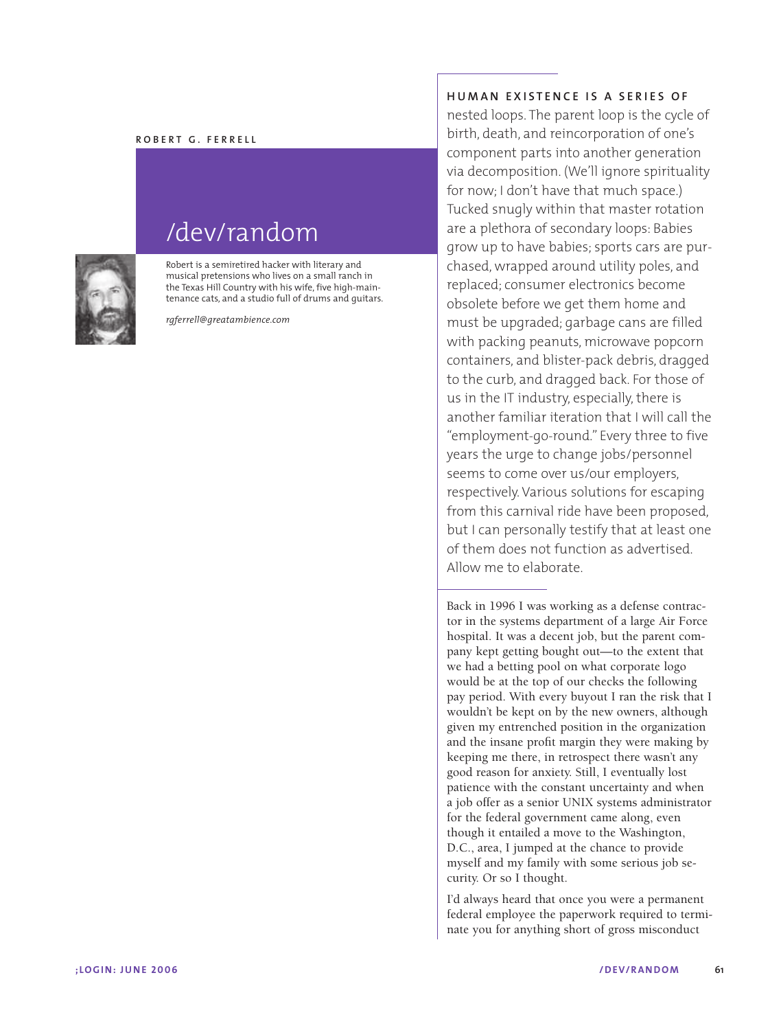ROBERT G. FERRELL

# /dev/random

Robert is a semiretired hacker with literary and musical pretensions who lives on a small ranch in the Texas Hill Country with his wife, five high-maintenance cats, and a studio full of drums and guitars.

*rgferrell@greatambience.com*

**HUMAN EXISTENCE IS A SERIES OF** nested loops. The parent loop is the cycle of birth, death, and reincorporation of one's component parts into another generation via decomposition. (We'll ignore spirituality for now; I don't have that much space.) Tucked snugly within that master rotation are a plethora of secondary loops: Babies grow up to have babies; sports cars are purchased, wrapped around utility poles, and replaced; consumer electronics become obsolete before we get them home and must be upgraded; garbage cans are filled with packing peanuts, microwave popcorn containers, and blister-pack debris, dragged to the curb, and dragged back. For those of us in the IT industry, especially, there is another familiar iteration that I will call the "employment-go-round." Every three to five years the urge to change jobs/personnel seems to come over us/our employers, respectively. Various solutions for escaping from this carnival ride have been proposed, but I can personally testify that at least one of them does not function as advertised. Allow me to elaborate.

Back in 1996 I was working as a defense contractor in the systems department of a large Air Force hospital. It was a decent job, but the parent company kept getting bought out—to the extent that we had a betting pool on what corporate logo would be at the top of our checks the following pay period. With every buyout I ran the risk that I wouldn't be kept on by the new owners, although given my entrenched position in the organization and the insane profit margin they were making by keeping me there, in retrospect there wasn't any good reason for anxiety. Still, I eventually lost patience with the constant uncertainty and when a job offer as a senior UNIX systems administrator for the federal government came along, even though it entailed a move to the Washington, D.C., area, I jumped at the chance to provide myself and my family with some serious job security. Or so I thought.

I'd always heard that once you were a permanent federal employee the paperwork required to terminate you for anything short of gross misconduct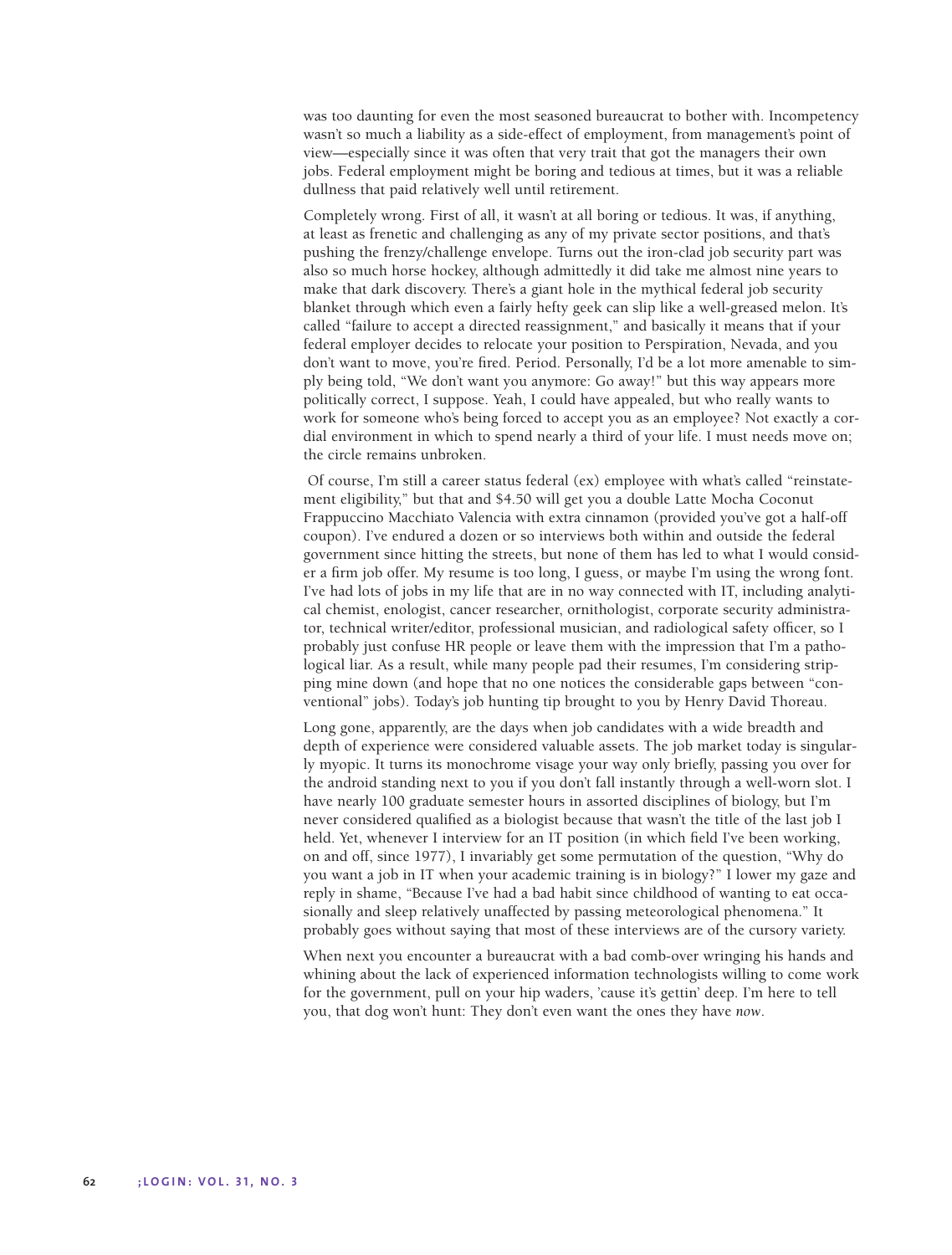was too daunting for even the most seasoned bureaucrat to bother with. Incompetency wasn't so much a liability as a side-effect of employment, from management's point of view—especially since it was often that very trait that got the managers their own jobs. Federal employment might be boring and tedious at times, but it was a reliable dullness that paid relatively well until retirement.

Completely wrong. First of all, it wasn't at all boring or tedious. It was, if anything, at least as frenetic and challenging as any of my private sector positions, and that's pushing the frenzy/challenge envelope. Turns out the iron-clad job security part was also so much horse hockey, although admittedly it did take me almost nine years to make that dark discovery. There's a giant hole in the mythical federal job security blanket through which even a fairly hefty geek can slip like a well-greased melon. It's called "failure to accept a directed reassignment," and basically it means that if your federal employer decides to relocate your position to Perspiration, Nevada, and you don't want to move, you're fired. Period. Personally, I'd be a lot more amenable to simply being told, "We don't want you anymore: Go away!" but this way appears more politically correct, I suppose. Yeah, I could have appealed, but who really wants to work for someone who's being forced to accept you as an employee? Not exactly a cordial environment in which to spend nearly a third of your life. I must needs move on; the circle remains unbroken.

Of course, I'm still a career status federal (ex) employee with what's called "reinstatement eligibility," but that and $4.50 will get you a double Latte Mocha Coconut Frappuccino Macchiato Valencia with extra cinnamon (provided you've got a half-off coupon). I've endured a dozen or so interviews both within and outside the federal government since hitting the streets, but none of them has led to what I would consider a firm job offer. My resume is too long, I guess, or maybe I'm using the wrong font. I've had lots of jobs in my life that are in no way connected with IT, including analytical chemist, enologist, cancer researcher, ornithologist, corporate security administrator, technical writer/editor, professional musician, and radiological safety officer, so I probably just confuse HR people or leave them with the impression that I'm a pathological liar. As a result, while many people pad their resumes, I'm considering stripping mine down (and hope that no one notices the considerable gaps between "conventional" jobs). Today's job hunting tip brought to you by Henry David Thoreau.

Long gone, apparently, are the days when job candidates with a wide breadth and depth of experience were considered valuable assets. The job market today is singularly myopic. It turns its monochrome visage your way only briefly, passing you over for the android standing next to you if you don't fall instantly through a well-worn slot. I have nearly 100 graduate semester hours in assorted disciplines of biology, but I'm never considered qualified as a biologist because that wasn't the title of the last job I held. Yet, whenever I interview for an IT position (in which field I've been working, on and off, since 1977), I invariably get some permutation of the question, "Why do you want a job in IT when your academic training is in biology?" I lower my gaze and reply in shame, "Because I've had a bad habit since childhood of wanting to eat occasionally and sleep relatively unaffected by passing meteorological phenomena." It probably goes without saying that most of these interviews are of the cursory variety.

When next you encounter a bureaucrat with a bad comb-over wringing his hands and whining about the lack of experienced information technologists willing to come work for the government, pull on your hip waders, 'cause it's gettin' deep. I'm here to tell you, that dog won't hunt: They don't even want the ones they have *now*.